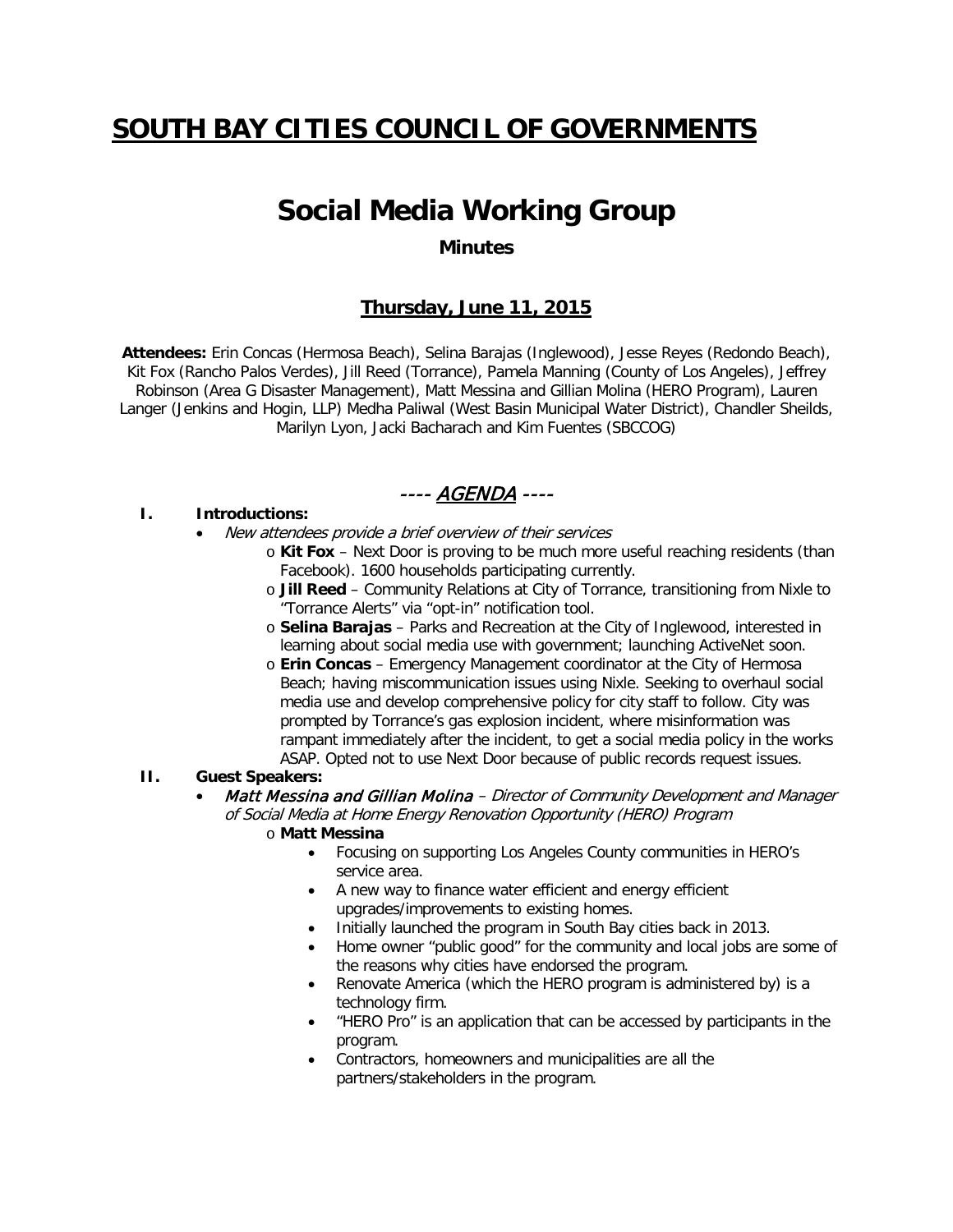# SOUTH BAY CITIES COUNCIL OF GOVERNMENTS

# Social Media Working Group

**Minutes**

## Thursday, June 11, 2015

**Attendees:** Erin Concas (Hermosa Beach), Selina Barajas (Inglewood), Jesse Reyes (Redondo Beach), Kit Fox (Rancho Palos Verdes), Jill Reed (Torrance), Pamela Manning (County of Los Angeles), Jeffrey Robinson (Area G Disaster Management), Matt Messina and Gillian Molina (HERO Program), Lauren Langer (Jenkins and Hogin, LLP) Medha Paliwal (West Basin Municipal Water District), Chandler Sheilds, Marilyn Lyon, Jacki Bacharach and Kim Fuentes (SBCCOG)

## ---- *AGENDA* ----

**I. Introductions:**

- *New attendees provide a brief overview of their services*
  - **Kit Fox** – Next Door is proving to be much more useful reaching residents (than Facebook). 1600 households participating currently.
  - **Jill Reed** – Community Relations at City of Torrance, transitioning from Nixle to "Torrance Alerts" via "opt-in" notification tool.
  - **Selina Barajas** – Parks and Recreation at the City of Inglewood, interested in learning about social media use with government; launching ActiveNet soon.
  - **Erin Concas** – Emergency Management coordinator at the City of Hermosa Beach; having miscommunication issues using Nixle. Seeking to overhaul social media use and develop comprehensive policy for city staff to follow. City was prompted by Torrance's gas explosion incident, where misinformation was rampant immediately after the incident, to get a social media policy in the works ASAP. Opted not to use Next Door because of public records request issues.

**II. Guest Speakers:**

- ***Matt Messina and Gillian Molina*** *– Director of Community Development and Manager of Social Media at Home Energy Renovation Opportunity (HERO) Program*
  - **Matt Messina**
    - Focusing on supporting Los Angeles County communities in HERO's service area.
    - A new way to finance water efficient and energy efficient upgrades/improvements to existing homes.
    - Initially launched the program in South Bay cities back in 2013.
    - Home owner "public good" for the community and local jobs are some of the reasons why cities have endorsed the program.
    - Renovate America (which the HERO program is administered by) is a technology firm.
    - "HERO Pro" is an application that can be accessed by participants in the program.
    - Contractors, homeowners and municipalities are all the partners/stakeholders in the program.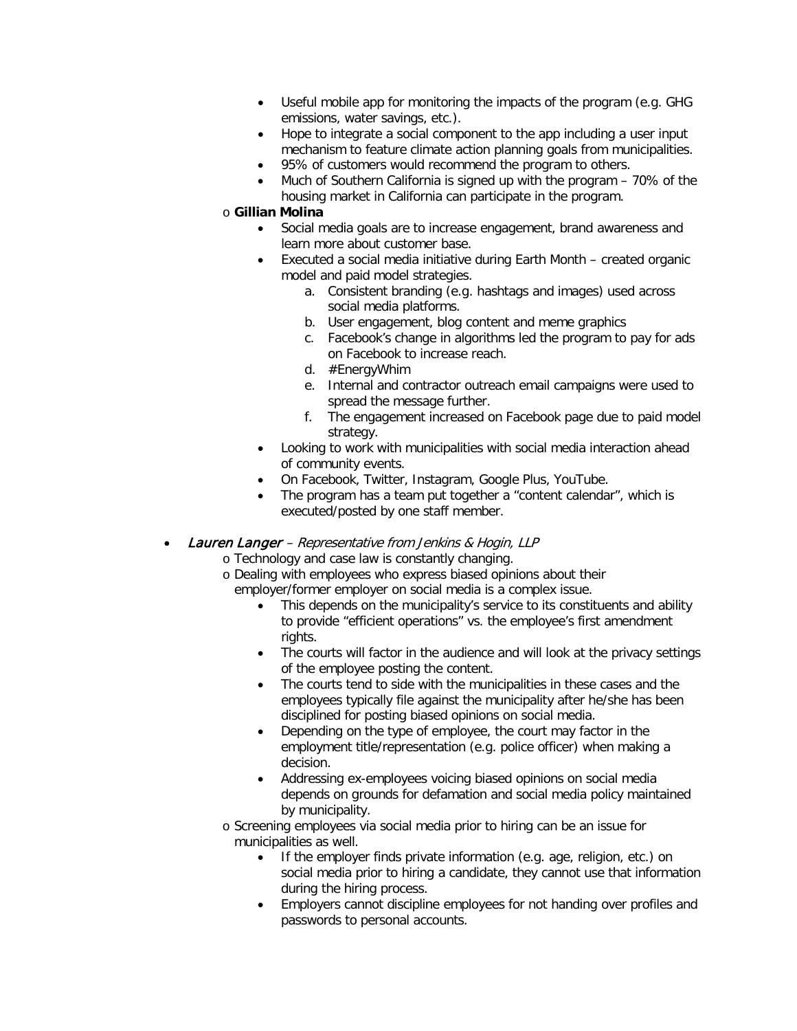- Useful mobile app for monitoring the impacts of the program (e.g. GHG emissions, water savings, etc.).
- Hope to integrate a social component to the app including a user input mechanism to feature climate action planning goals from municipalities.
- 95% of customers would recommend the program to others.
- Much of Southern California is signed up with the program – 70% of the housing market in California can participate in the program.

- **Gillian Molina**
  - Social media goals are to increase engagement, brand awareness and learn more about customer base.
  - Executed a social media initiative during Earth Month – created organic model and paid model strategies.
    a. Consistent branding (e.g. hashtags and images) used across social media platforms.
    b. User engagement, blog content and meme graphics
    c. Facebook's change in algorithms led the program to pay for ads on Facebook to increase reach.
    d. #EnergyWhim
    e. Internal and contractor outreach email campaigns were used to spread the message further.
    f. The engagement increased on Facebook page due to paid model strategy.
  - Looking to work with municipalities with social media interaction ahead of community events.
  - On Facebook, Twitter, Instagram, Google Plus, YouTube.
  - The program has a team put together a "content calendar", which is executed/posted by one staff member.

- *Lauren Langer – Representative from Jenkins & Hogin, LLP*
  - Technology and case law is constantly changing.
  - Dealing with employees who express biased opinions about their employer/former employer on social media is a complex issue.
    - This depends on the municipality's service to its constituents and ability to provide "efficient operations" vs. the employee's first amendment rights.
    - The courts will factor in the audience and will look at the privacy settings of the employee posting the content.
    - The courts tend to side with the municipalities in these cases and the employees typically file against the municipality after he/she has been disciplined for posting biased opinions on social media.
    - Depending on the type of employee, the court may factor in the employment title/representation (e.g. police officer) when making a decision.
    - Addressing ex-employees voicing biased opinions on social media depends on grounds for defamation and social media policy maintained by municipality.
  - Screening employees via social media prior to hiring can be an issue for municipalities as well.
    - If the employer finds private information (e.g. age, religion, etc.) on social media prior to hiring a candidate, they cannot use that information during the hiring process.
    - Employers cannot discipline employees for not handing over profiles and passwords to personal accounts.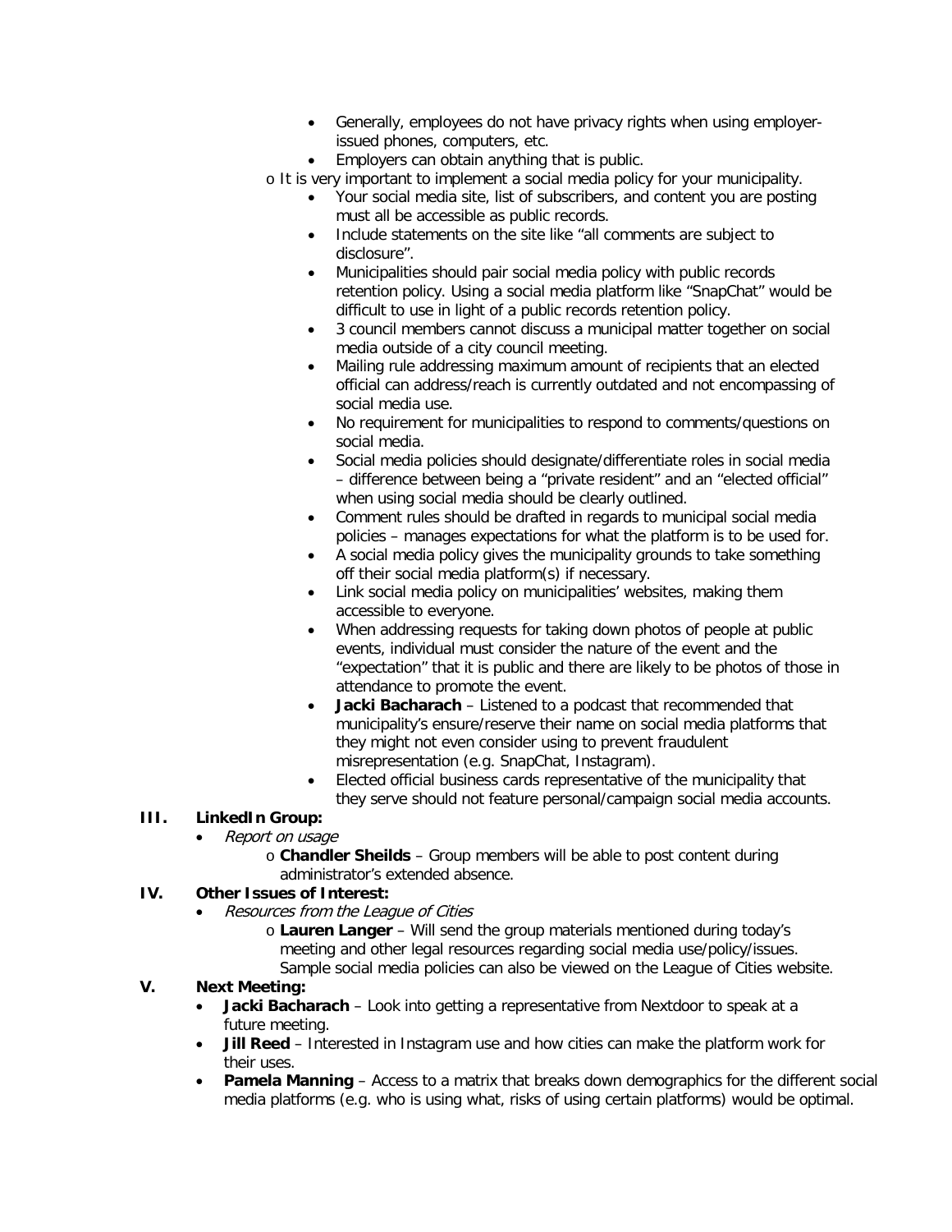- Generally, employees do not have privacy rights when using employer-issued phones, computers, etc.
        - Employers can obtain anything that is public.
    - It is very important to implement a social media policy for your municipality.
        - Your social media site, list of subscribers, and content you are posting must all be accessible as public records.
        - Include statements on the site like "all comments are subject to disclosure".
        - Municipalities should pair social media policy with public records retention policy. Using a social media platform like "SnapChat" would be difficult to use in light of a public records retention policy.
        - 3 council members cannot discuss a municipal matter together on social media outside of a city council meeting.
        - Mailing rule addressing maximum amount of recipients that an elected official can address/reach is currently outdated and not encompassing of social media use.
        - No requirement for municipalities to respond to comments/questions on social media.
        - Social media policies should designate/differentiate roles in social media – difference between being a "private resident" and an "elected official" when using social media should be clearly outlined.
        - Comment rules should be drafted in regards to municipal social media policies – manages expectations for what the platform is to be used for.
        - A social media policy gives the municipality grounds to take something off their social media platform(s) if necessary.
        - Link social media policy on municipalities' websites, making them accessible to everyone.
        - When addressing requests for taking down photos of people at public events, individual must consider the nature of the event and the "expectation" that it is public and there are likely to be photos of those in attendance to promote the event.
        - **Jacki Bacharach** – Listened to a podcast that recommended that municipality's ensure/reserve their name on social media platforms that they might not even consider using to prevent fraudulent misrepresentation (e.g. SnapChat, Instagram).
        - Elected official business cards representative of the municipality that they serve should not feature personal/campaign social media accounts.

## III. LinkedIn Group:

- *Report on usage*
    - **Chandler Sheilds** – Group members will be able to post content during administrator's extended absence.

## IV. Other Issues of Interest:

- *Resources from the League of Cities*
    - **Lauren Langer** – Will send the group materials mentioned during today's meeting and other legal resources regarding social media use/policy/issues. Sample social media policies can also be viewed on the League of Cities website.

## V. Next Meeting:

- **Jacki Bacharach** – Look into getting a representative from Nextdoor to speak at a future meeting.
- **Jill Reed** – Interested in Instagram use and how cities can make the platform work for their uses.
- **Pamela Manning** – Access to a matrix that breaks down demographics for the different social media platforms (e.g. who is using what, risks of using certain platforms) would be optimal.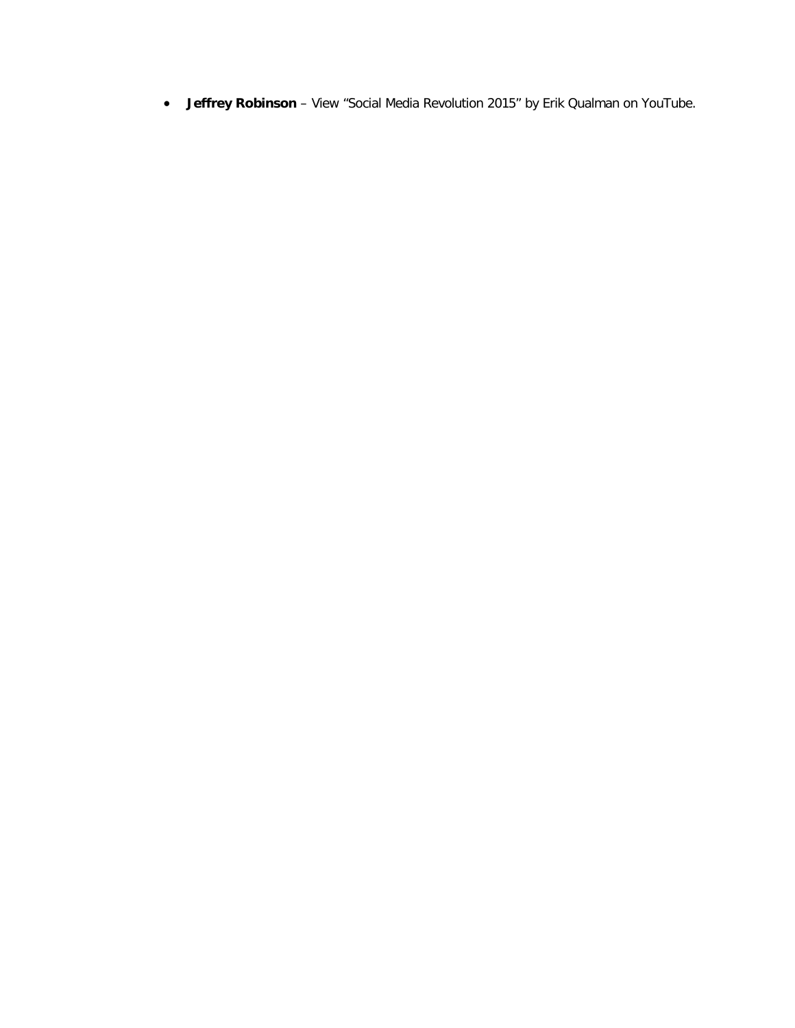- **Jeffrey Robinson** – View “Social Media Revolution 2015” by Erik Qualman on YouTube.